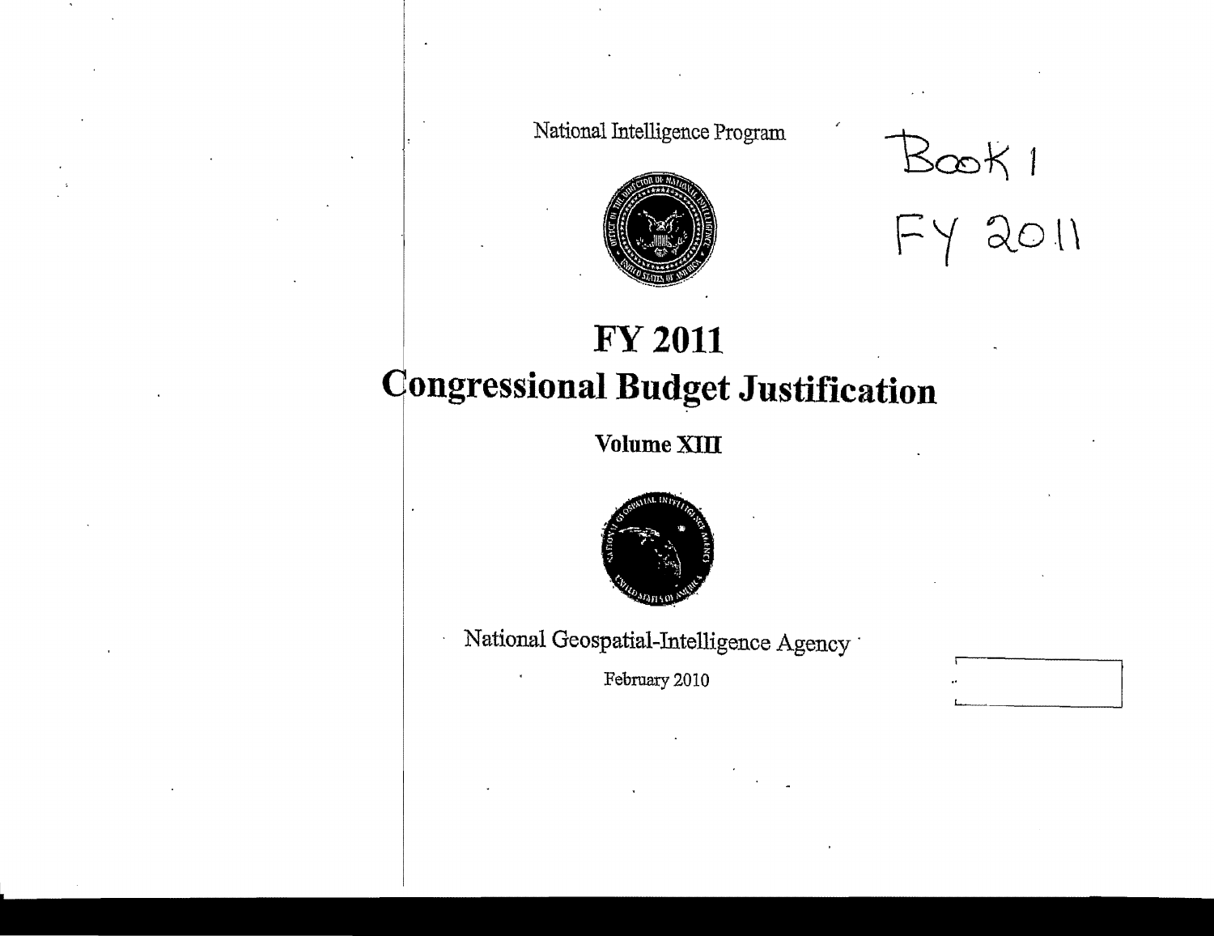National Intelligence Program

Book 1
FY 2011

# FY 2011
# Congressional Budget Justification

## Volume XIII

National Geospatial-Intelligence Agency

February 2010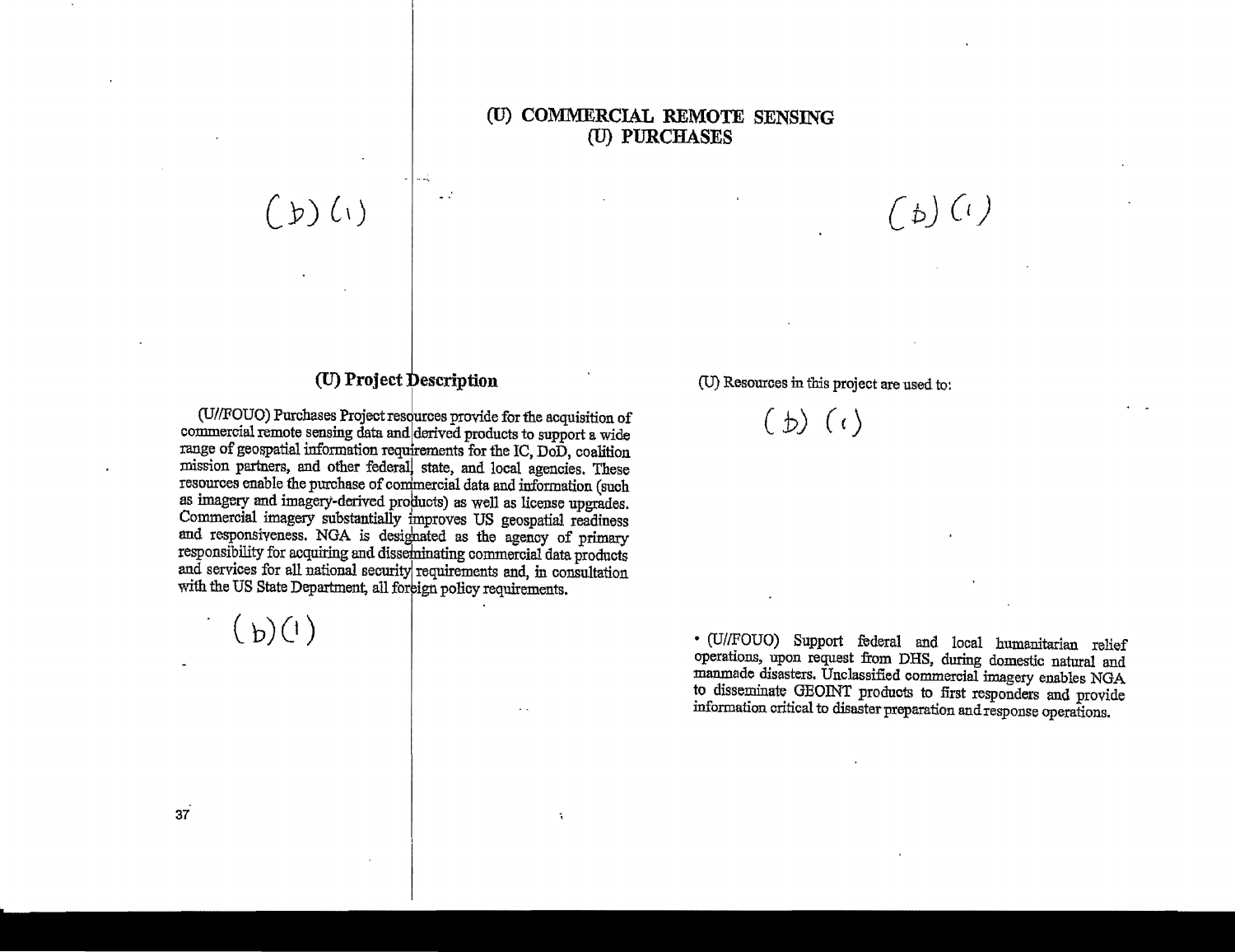# (U) COMMERCIAL REMOTE SENSING
# (U) PURCHASES

(b)(1)

(b)(1)

## (U) Project Description

(U//FOUO) Purchases Project resources provide for the acquisition of commercial remote sensing data and derived products to support a wide range of geospatial information requirements for the IC, DoD, coalition mission partners, and other federal, state, and local agencies. These resources enable the purchase of commercial data and information (such as imagery and imagery-derived products) as well as license upgrades. Commercial imagery substantially improves US geospatial readiness and responsiveness. NGA is designated as the agency of primary responsibility for acquiring and disseminating commercial data products and services for all national security requirements and, in consultation with the US State Department, all foreign policy requirements.

(b)(1)

(U) Resources in this project are used to:

(b)(1)

- (U//FOUO) Support federal and local humanitarian relief operations, upon request from DHS, during domestic natural and manmade disasters. Unclassified commercial imagery enables NGA to disseminate GEOINT products to first responders and provide information critical to disaster preparation and response operations.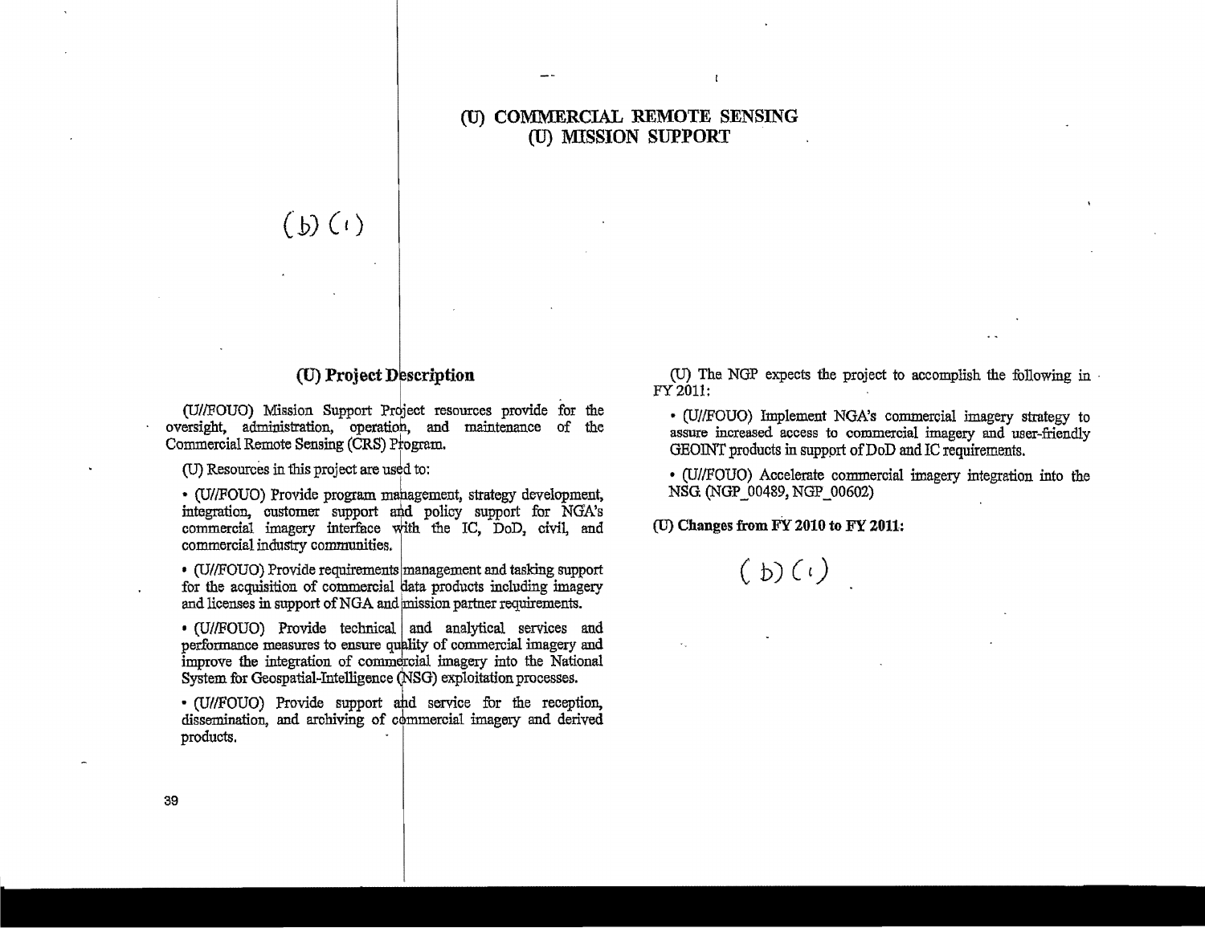# (U) COMMERCIAL REMOTE SENSING
# (U) MISSION SUPPORT

(b)(1)

## (U) Project Description

(U//FOUO) Mission Support Project resources provide for the oversight, administration, operation, and maintenance of the Commercial Remote Sensing (CRS) Program.

(U) Resources in this project are used to:

- (U//FOUO) Provide program management, strategy development, integration, customer support and policy support for NGA's commercial imagery interface with the IC, DoD, civil, and commercial industry communities.
- (U//FOUO) Provide requirements management and tasking support for the acquisition of commercial data products including imagery and licenses in support of NGA and mission partner requirements.
- (U//FOUO) Provide technical and analytical services and performance measures to ensure quality of commercial imagery and improve the integration of commercial imagery into the National System for Geospatial-Intelligence (NSG) exploitation processes.
- (U//FOUO) Provide support and service for the reception, dissemination, and archiving of commercial imagery and derived products.

(U) The NGP expects the project to accomplish the following in FY 2011:

- (U//FOUO) Implement NGA's commercial imagery strategy to assure increased access to commercial imagery and user-friendly GEOINT products in support of DoD and IC requirements.
- (U//FOUO) Accelerate commercial imagery integration into the NSG. (NGP_00489, NGP_00602)

**(U) Changes from FY 2010 to FY 2011:**

(b)(1)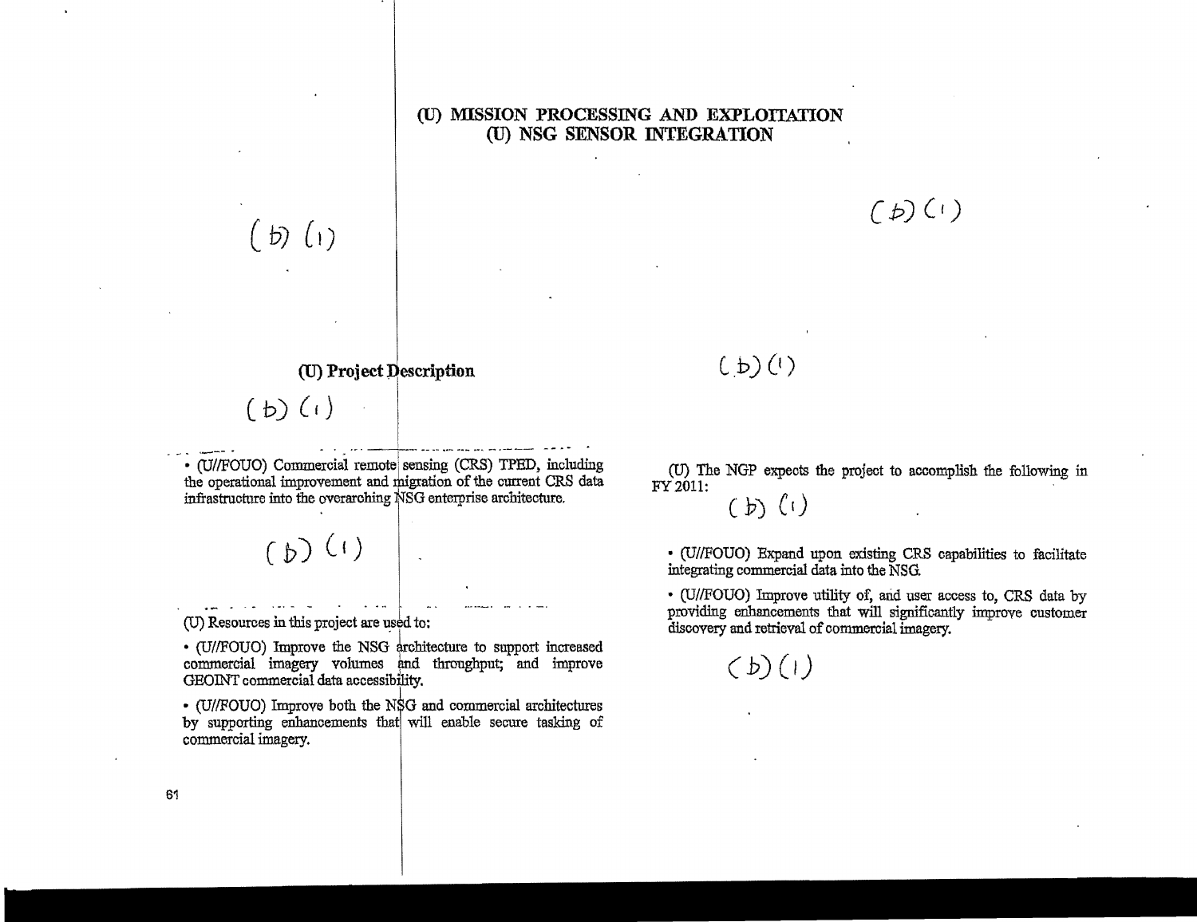# (U) MISSION PROCESSING AND EXPLOITATION
## (U) NSG SENSOR INTEGRATION

(b) (1)

### (U) Project Description

(b) (1)

- (U//FOUO) Commercial remote sensing (CRS) TPED, including the operational improvement and migration of the current CRS data infrastructure into the overarching NSG enterprise architecture.

(b) (1)

(U) Resources in this project are used to:

- (U//FOUO) Improve the NSG architecture to support increased commercial imagery volumes and throughput; and improve GEOINT commercial data accessibility.
- (U//FOUO) Improve both the NSG and commercial architectures by supporting enhancements that will enable secure tasking of commercial imagery.

(b) (1)

(b) (1)

(U) The NGP expects the project to accomplish the following in FY 2011:

(b) (1)

- (U//FOUO) Expand upon existing CRS capabilities to facilitate integrating commercial data into the NSG.
- (U//FOUO) Improve utility of, and user access to, CRS data by providing enhancements that will significantly improve customer discovery and retrieval of commercial imagery.

(b) (1)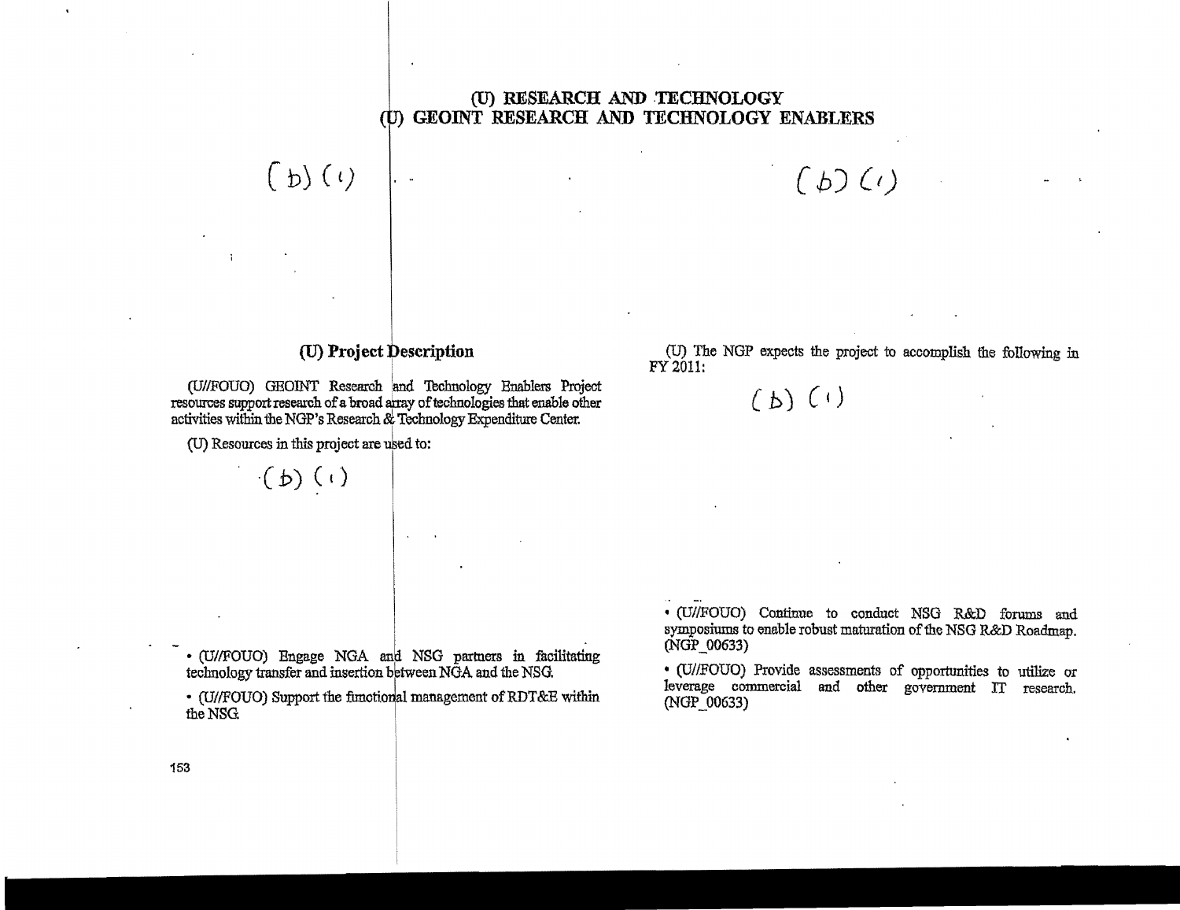# (U) RESEARCH AND TECHNOLOGY
# (U) GEOINT RESEARCH AND TECHNOLOGY ENABLERS

(b) (1)

(b) (1)

## (U) Project Description

(U//FOUO) GEOINT Research and Technology Enablers Project resources support research of a broad array of technologies that enable other activities within the NGP's Research & Technology Expenditure Center.

(U) Resources in this project are used to:

(b) (1)

- (U//FOUO) Engage NGA and NSG partners in facilitating technology transfer and insertion between NGA and the NSG.
- (U//FOUO) Support the functional management of RDT&E within the NSG.

(U) The NGP expects the project to accomplish the following in FY 2011:

(b) (1)

- (U//FOUO) Continue to conduct NSG R&D forums and symposiums to enable robust maturation of the NSG R&D Roadmap. (NGP_00633)
- (U//FOUO) Provide assessments of opportunities to utilize or leverage commercial and other government IT research. (NGP_00633)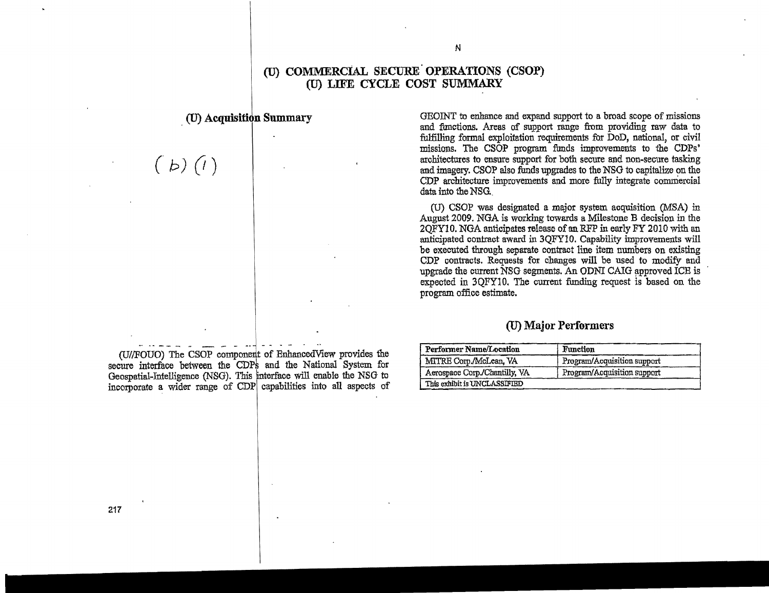# (U) COMMERCIAL SECURE OPERATIONS (CSOP)
# (U) LIFE CYCLE COST SUMMARY

## (U) Acquisition Summary

(b) (1)

(U//FOUO) The CSOP component of EnhancedView provides the secure interface between the CDPs and the National System for Geospatial-Intelligence (NSG). This interface will enable the NSG to incorporate a wider range of CDP capabilities into all aspects of GEOINT to enhance and expand support to a broad scope of missions and functions. Areas of support range from providing raw data to fulfilling formal exploitation requirements for DoD, national, or civil missions. The CSOP program funds improvements to the CDPs' architectures to ensure support for both secure and non-secure tasking and imagery. CSOP also funds upgrades to the NSG to capitalize on the CDP architecture improvements and more fully integrate commercial data into the NSG.

(U) CSOP was designated a major system acquisition (MSA) in August 2009. NGA is working towards a Milestone B decision in the 2QFY10. NGA anticipates release of an RFP in early FY 2010 with an anticipated contract award in 3QFY10. Capability improvements will be executed through separate contract line item numbers on existing CDP contracts. Requests for changes will be used to modify and upgrade the current NSG segments. An ODNI CAIG approved ICE is expected in 3QFY10. The current funding request is based on the program office estimate.

## (U) Major Performers

| Performer Name/Location | Function |
|---|---|
| MITRE Corp./McLean, VA | Program/Acquisition support |
| Aerospace Corp./Chantilly, VA | Program/Acquisition support |
| This exhibit is UNCLASSIFIED | |